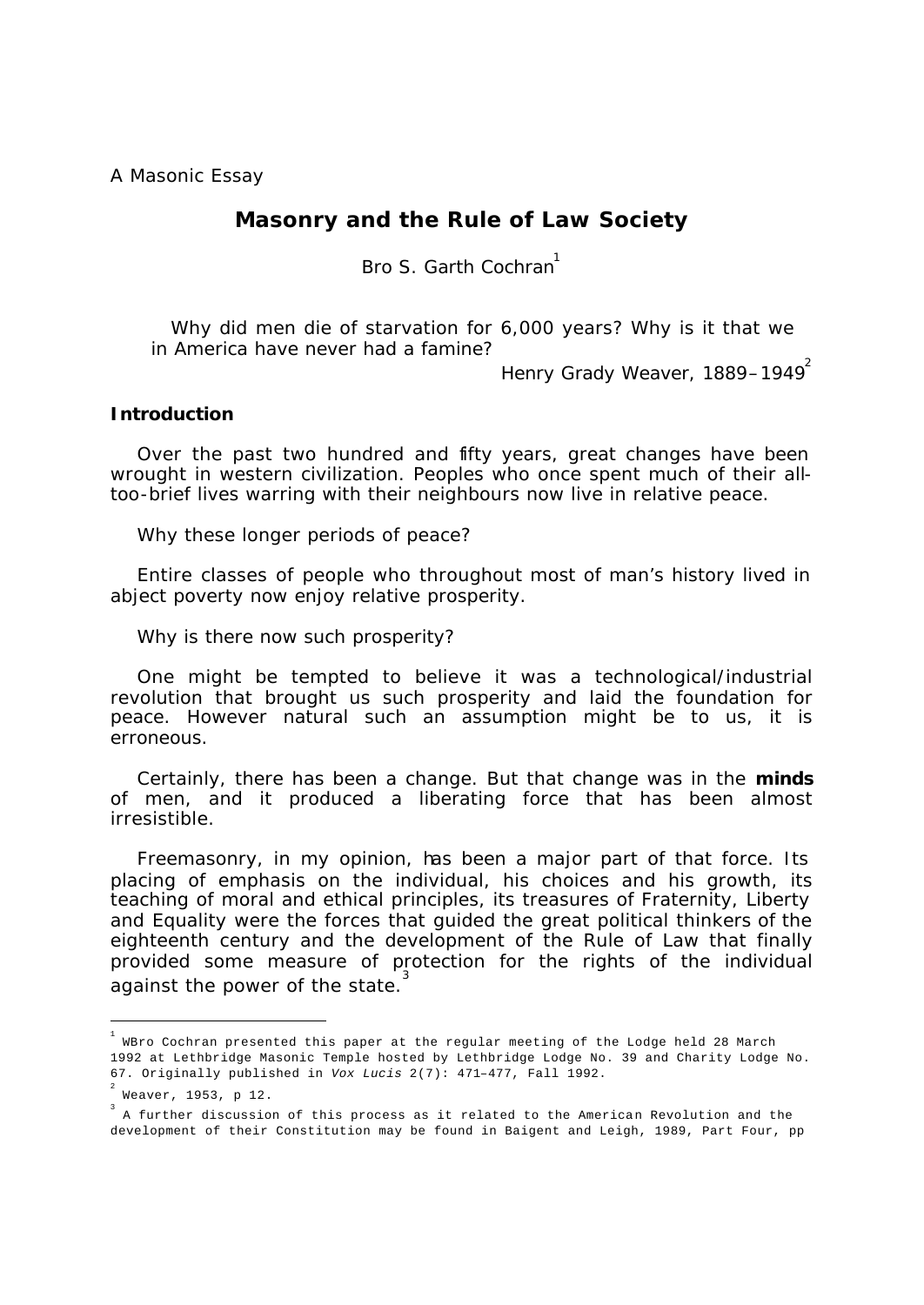A Masonic Essay

# Masonry and the Rule of Law Society

Bro S. Garth Cochran[1]

> Why did men die of starvation for 6,000 years? Why is it that we in America have never had a famine?
>
> Henry Grady Weaver, 1889–1949[2]

## Introduction

Over the past two hundred and fifty years, great changes have been wrought in western civilization. Peoples who once spent much of their all-too-brief lives warring with their neighbours now live in relative peace.

Why these longer periods of peace?

Entire classes of people who throughout most of man's history lived in abject poverty now enjoy relative prosperity.

Why is there now such prosperity?

One might be tempted to believe it was a technological/industrial revolution that brought us such prosperity and laid the foundation for peace. However natural such an assumption might be to us, it is erroneous.

Certainly, there has been a change. But that change was in the **minds** of men, and it produced a liberating force that has been almost irresistible.

Freemasonry, in my opinion, has been a major part of that force. Its placing of emphasis on the individual, his choices and his growth, its teaching of moral and ethical principles, its treasures of Fraternity, Liberty and Equality were the forces that guided the great political thinkers of the eighteenth century and the development of the Rule of Law that finally provided some measure of protection for the rights of the individual against the power of the state.[3]

---

[1] WBro Cochran presented this paper at the regular meeting of the Lodge held 28 March 1992 at Lethbridge Masonic Temple hosted by Lethbridge Lodge No. 39 and Charity Lodge No. 67. Originally published in *Vox Lucis* 2(7): 471–477, Fall 1992.

[2] Weaver, 1953, p 12.

[3] A further discussion of this process as it related to the American Revolution and the development of their Constitution may be found in Baigent and Leigh, 1989, Part Four, pp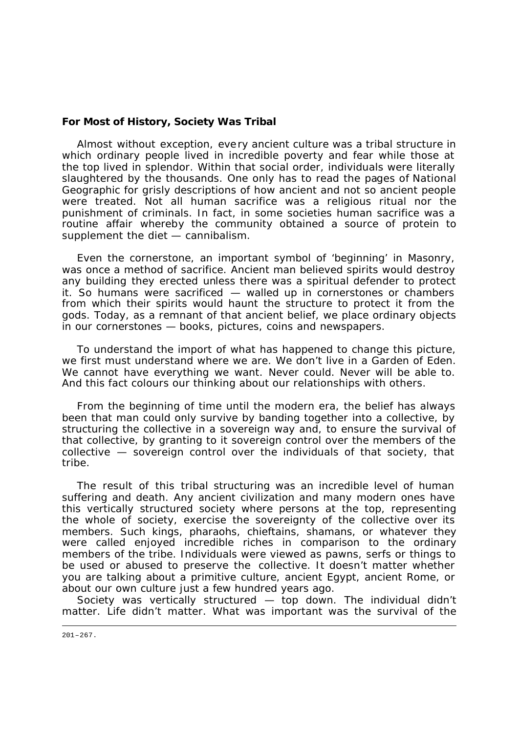**For Most of History, Society Was Tribal**

Almost without exception, every ancient culture was a tribal structure in which ordinary people lived in incredible poverty and fear while those at the top lived in splendor. Within that social order, individuals were literally slaughtered by the thousands. One only has to read the pages of National Geographic for grisly descriptions of how ancient and not so ancient people were treated. Not all human sacrifice was a religious ritual nor the punishment of criminals. In fact, in some societies human sacrifice was a routine affair whereby the community obtained a source of protein to supplement the diet — cannibalism.

Even the cornerstone, an important symbol of 'beginning' in Masonry, was once a method of sacrifice. Ancient man believed spirits would destroy any building they erected unless there was a spiritual defender to protect it. So humans were sacrificed — walled up in cornerstones or chambers from which their spirits would haunt the structure to protect it from the gods. Today, as a remnant of that ancient belief, we place ordinary objects in our cornerstones — books, pictures, coins and newspapers.

To understand the import of what has happened to change this picture, we first must understand where we are. We don't live in a Garden of Eden. We cannot have everything we want. Never could. Never will be able to. And this fact colours our thinking about our relationships with others.

From the beginning of time until the modern era, the belief has always been that man could only survive by banding together into a collective, by structuring the collective in a sovereign way and, to ensure the survival of that collective, by granting to it sovereign control over the members of the collective — sovereign control over the individuals of that society, that tribe.

The result of this tribal structuring was an incredible level of human suffering and death. Any ancient civilization and many modern ones have this vertically structured society where persons at the top, representing the whole of society, exercise the sovereignty of the collective over its members. Such kings, pharaohs, chieftains, shamans, or whatever they were called enjoyed incredible riches in comparison to the ordinary members of the tribe. Individuals were viewed as pawns, serfs or things to be used or abused to preserve the collective. It doesn't matter whether you are talking about a primitive culture, ancient Egypt, ancient Rome, or about our own culture just a few hundred years ago.

Society was vertically structured — top down. The individual didn't matter. Life didn't matter. What was important was the survival of the

---

201–267.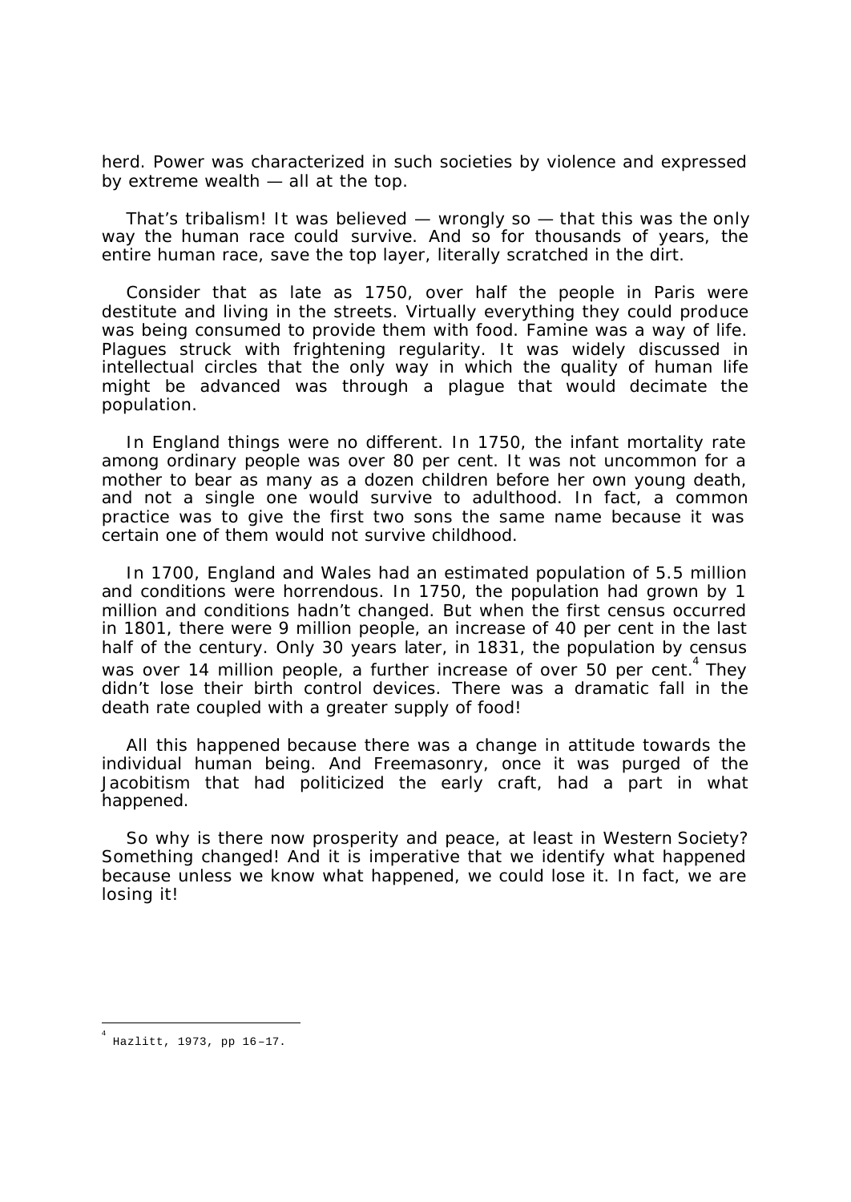herd. Power was characterized in such societies by violence and expressed by extreme wealth — all at the top.

That's tribalism! It was believed — wrongly so — that this was the only way the human race could survive. And so for thousands of years, the entire human race, save the top layer, literally scratched in the dirt.

Consider that as late as 1750, over half the people in Paris were destitute and living in the streets. Virtually everything they could produce was being consumed to provide them with food. Famine was a way of life. Plagues struck with frightening regularity. It was widely discussed in intellectual circles that the only way in which the quality of human life might be advanced was through a plague that would decimate the population.

In England things were no different. In 1750, the infant mortality rate among ordinary people was over 80 per cent. It was not uncommon for a mother to bear as many as a dozen children before her own young death, and not a single one would survive to adulthood. In fact, a common practice was to give the first two sons the same name because it was certain one of them would not survive childhood.

In 1700, England and Wales had an estimated population of 5.5 million and conditions were horrendous. In 1750, the population had grown by 1 million and conditions hadn't changed. But when the first census occurred in 1801, there were 9 million people, an increase of 40 per cent in the last half of the century. Only 30 years later, in 1831, the population by census was over 14 million people, a further increase of over 50 per cent.[4] They didn't lose their birth control devices. There was a dramatic fall in the death rate coupled with a greater supply of food!

All this happened because there was a change in attitude towards the individual human being. And Freemasonry, once it was purged of the Jacobitism that had politicized the early craft, had a part in what happened.

So why is there now prosperity and peace, at least in Western Society? Something changed! And it is imperative that we identify what happened because unless we know what happened, we could lose it. In fact, we are losing it!

---

[4] Hazlitt, 1973, pp 16–17.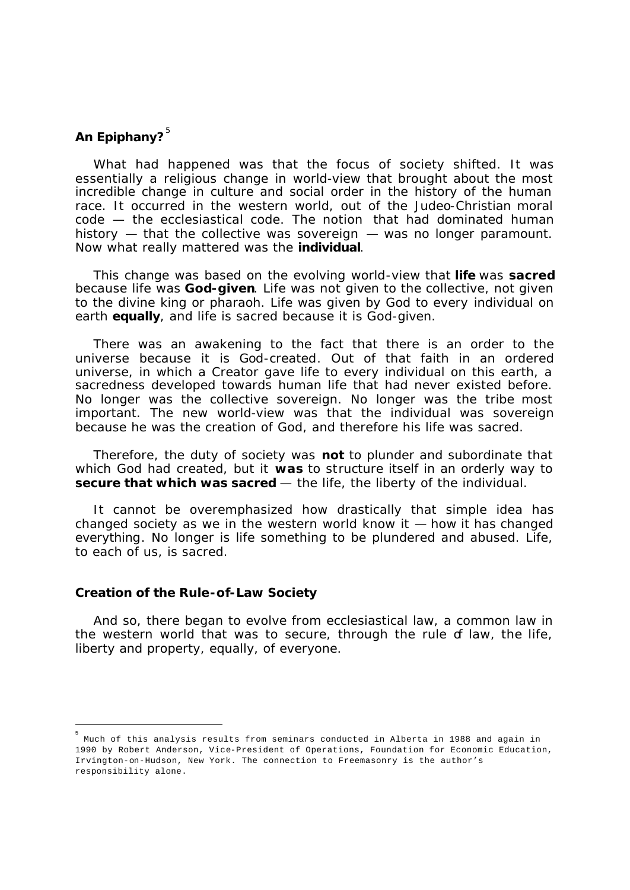## An Epiphany?[5]

What had happened was that the focus of society shifted. It was essentially a religious change in world-view that brought about the most incredible change in culture and social order in the history of the human race. It occurred in the western world, out of the Judeo-Christian moral code — the ecclesiastical code. The notion that had dominated human history — that the collective was sovereign — was no longer paramount. Now what really mattered was the **individual**.

This change was based on the evolving world-view that **life** was **sacred** because life was **God-given**. Life was not given to the collective, not given to the divine king or pharaoh. Life was given by God to every individual on earth **equally**, and life is sacred because it is God-given.

There was an awakening to the fact that there is an order to the universe because it is God-created. Out of that faith in an ordered universe, in which a Creator gave life to every individual on this earth, a sacredness developed towards human life that had never existed before. No longer was the collective sovereign. No longer was the tribe most important. The new world-view was that the individual was sovereign because he was the creation of God, and therefore his life was sacred.

Therefore, the duty of society was **not** to plunder and subordinate that which God had created, but it **was** to structure itself in an orderly way to **secure that which was sacred** — the life, the liberty of the individual.

It cannot be overemphasized how drastically that simple idea has changed society as we in the western world know it — how it has changed everything. No longer is life something to be plundered and abused. Life, to each of us, is sacred.

## Creation of the Rule-of-Law Society

And so, there began to evolve from ecclesiastical law, a common law in the western world that was to secure, through the rule of law, the life, liberty and property, equally, of everyone.

---

[5] Much of this analysis results from seminars conducted in Alberta in 1988 and again in 1990 by Robert Anderson, Vice-President of Operations, Foundation for Economic Education, Irvington-on-Hudson, New York. The connection to Freemasonry is the author's responsibility alone.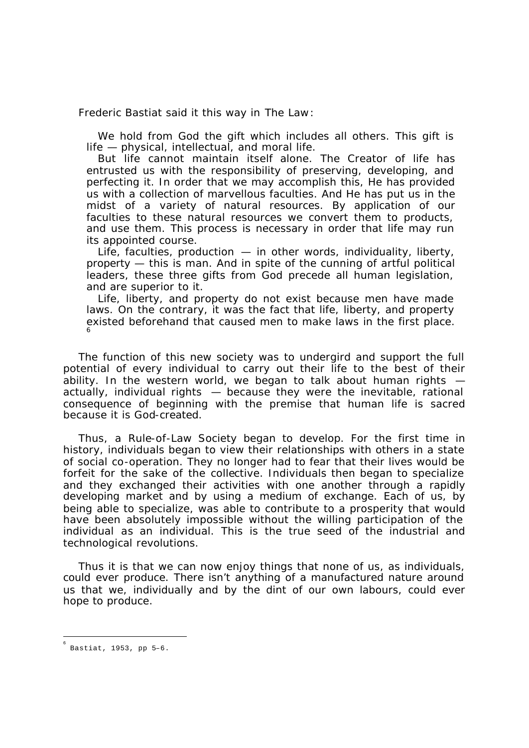Frederic Bastiat said it this way in *The Law*:

> We hold from God the gift which includes all others. This gift is life — physical, intellectual, and moral life.
>
> But life cannot maintain itself alone. The Creator of life has entrusted us with the responsibility of preserving, developing, and perfecting it. In order that we may accomplish this, He has provided us with a collection of marvellous faculties. And He has put us in the midst of a variety of natural resources. By application of our faculties to these natural resources we convert them to products, and use them. This process is necessary in order that life may run its appointed course.
>
> Life, faculties, production — in other words, individuality, liberty, property — this is man. And in spite of the cunning of artful political leaders, these three gifts from God precede all human legislation, and are superior to it.
>
> Life, liberty, and property do not exist because men have made laws. On the contrary, it was the fact that life, liberty, and property existed beforehand that caused men to make laws in the first place. [6]

The function of this new society was to undergird and support the full potential of every individual to carry out their life to the best of their ability. In the western world, we began to talk about human rights — actually, individual rights — because they were the inevitable, rational consequence of beginning with the premise that human life is sacred because it is God-created.

Thus, a Rule-of-Law Society began to develop. For the first time in history, individuals began to view their relationships with others in a state of social co-operation. They no longer had to fear that their lives would be forfeit for the sake of the collective. Individuals then began to specialize and they exchanged their activities with one another through a rapidly developing market and by using a medium of exchange. Each of us, by being able to specialize, was able to contribute to a prosperity that would have been absolutely impossible without the willing participation of the individual as an individual. This is the true seed of the industrial and technological revolutions.

Thus it is that we can now enjoy things that none of us, as individuals, could ever produce. There isn't anything of a manufactured nature around us that we, individually and by the dint of our own labours, could ever hope to produce.

---

[6] Bastiat, 1953, pp 5–6.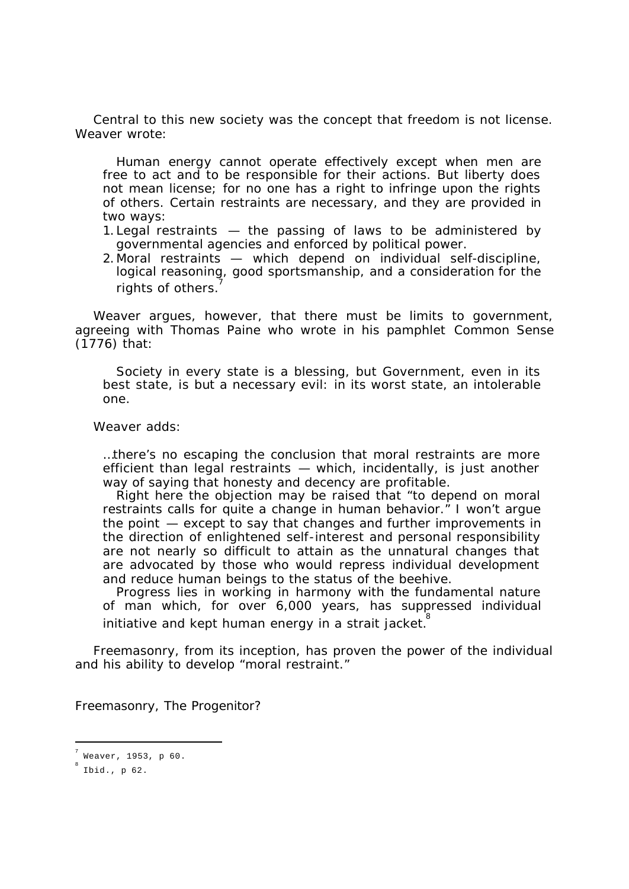Central to this new society was the concept that freedom is not license. Weaver wrote:

> Human energy cannot operate effectively except when men are free to act and to be responsible for their actions. But liberty does not mean license; for no one has a right to infringe upon the rights of others. Certain restraints are necessary, and they are provided in two ways:
>
> 1. Legal restraints — the passing of laws to be administered by governmental agencies and enforced by political power.
> 2. Moral restraints — which depend on individual self-discipline, logical reasoning, good sportsmanship, and a consideration for the rights of others.[7]

Weaver argues, however, that there must be limits to government, agreeing with Thomas Paine who wrote in his pamphlet Common Sense (1776) that:

> Society in every state is a blessing, but Government, even in its best state, is but a necessary evil: in its worst state, an intolerable one.

Weaver adds:

> …there's no escaping the conclusion that moral restraints are more efficient than legal restraints — which, incidentally, is just another way of saying that honesty and decency are profitable.
>
> Right here the objection may be raised that "to depend on moral restraints calls for quite a change in human behavior." I won't argue the point — except to say that changes and further improvements in the direction of enlightened self-interest and personal responsibility are not nearly so difficult to attain as the unnatural changes that are advocated by those who would repress individual development and reduce human beings to the status of the beehive.
>
> Progress lies in working in harmony with the fundamental nature of man which, for over 6,000 years, has suppressed individual initiative and kept human energy in a strait jacket.[8]

Freemasonry, from its inception, has proven the power of the individual and his ability to develop "moral restraint."

## Freemasonry, The Progenitor?

---

[7] Weaver, 1953, p 60.

[8] Ibid., p 62.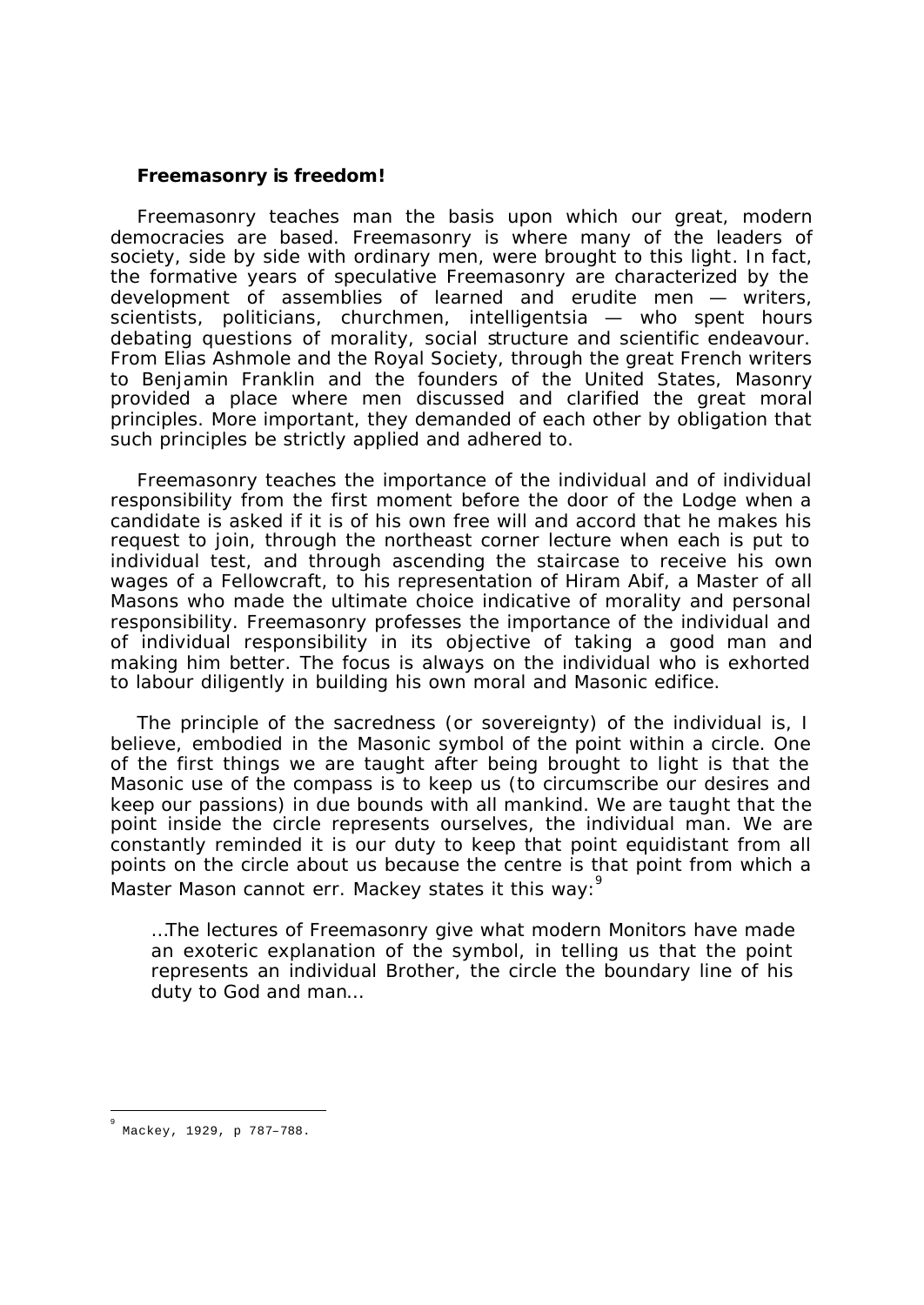**Freemasonry is freedom!**

Freemasonry teaches man the basis upon which our great, modern democracies are based. Freemasonry is where many of the leaders of society, side by side with ordinary men, were brought to this light. In fact, the formative years of speculative Freemasonry are characterized by the development of assemblies of learned and erudite men — writers, scientists, politicians, churchmen, intelligentsia — who spent hours debating questions of morality, social structure and scientific endeavour. From Elias Ashmole and the Royal Society, through the great French writers to Benjamin Franklin and the founders of the United States, Masonry provided a place where men discussed and clarified the great moral principles. More important, they demanded of each other by obligation that such principles be strictly applied and adhered to.

Freemasonry teaches the importance of the individual and of individual responsibility from the first moment before the door of the Lodge when a candidate is asked if it is of his own free will and accord that he makes his request to join, through the northeast corner lecture when each is put to individual test, and through ascending the staircase to receive his own wages of a Fellowcraft, to his representation of Hiram Abif, a Master of all Masons who made the ultimate choice indicative of morality and personal responsibility. Freemasonry professes the importance of the individual and of individual responsibility in its objective of taking a good man and making him better. The focus is always on the individual who is exhorted to labour diligently in building his own moral and Masonic edifice.

The principle of the sacredness (or sovereignty) of the individual is, I believe, embodied in the Masonic symbol of the point within a circle. One of the first things we are taught after being brought to light is that the Masonic use of the compass is to keep us (to circumscribe our desires and keep our passions) in due bounds with all mankind. We are taught that the point inside the circle represents ourselves, the individual man. We are constantly reminded it is our duty to keep that point equidistant from all points on the circle about us because the centre is that point from which a Master Mason cannot err. Mackey states it this way:[9]

> …The lectures of Freemasonry give what modern Monitors have made an exoteric explanation of the symbol, in telling us that the point represents an individual Brother, the circle the boundary line of his duty to God and man…

[9] Mackey, 1929, p 787–788.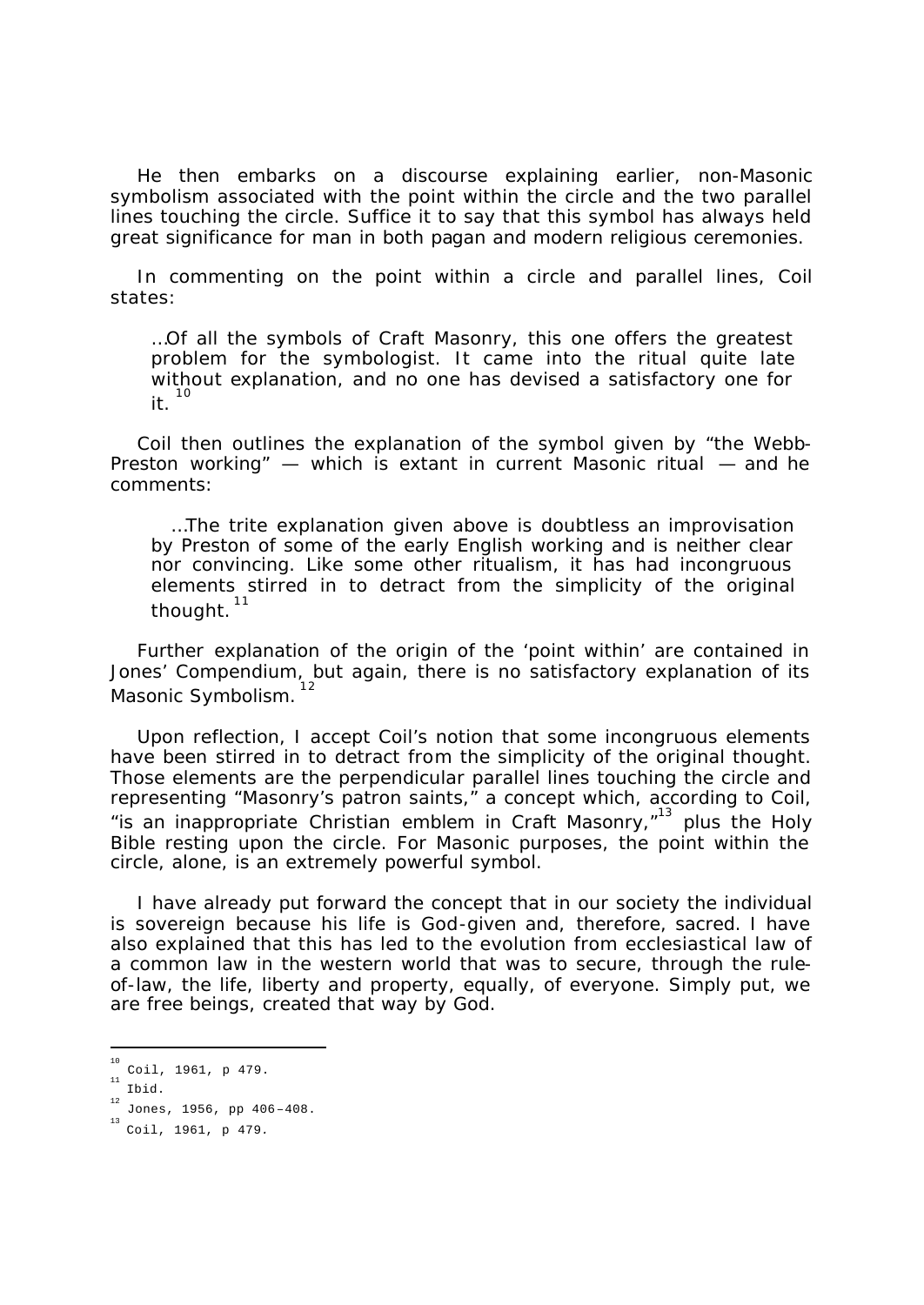He then embarks on a discourse explaining earlier, non-Masonic symbolism associated with the point within the circle and the two parallel lines touching the circle. Suffice it to say that this symbol has always held great significance for man in both pagan and modern religious ceremonies.

In commenting on the point within a circle and parallel lines, Coil states:

> …Of all the symbols of Craft Masonry, this one offers the greatest problem for the symbologist. It came into the ritual quite late without explanation, and no one has devised a satisfactory one for it.[10]

Coil then outlines the explanation of the symbol given by "the Webb-Preston working" — which is extant in current Masonic ritual — and he comments:

> …The trite explanation given above is doubtless an improvisation by Preston of some of the early English working and is neither clear nor convincing. Like some other ritualism, it has had incongruous elements stirred in to detract from the simplicity of the original thought.[11]

Further explanation of the origin of the 'point within' are contained in Jones' Compendium, but again, there is no satisfactory explanation of its Masonic Symbolism.[12]

Upon reflection, I accept Coil's notion that some incongruous elements have been stirred in to detract from the simplicity of the original thought. Those elements are the perpendicular parallel lines touching the circle and representing "Masonry's patron saints," a concept which, according to Coil, "is an inappropriate Christian emblem in Craft Masonry,"[13] plus the Holy Bible resting upon the circle. For Masonic purposes, the point within the circle, alone, is an extremely powerful symbol.

I have already put forward the concept that in our society the individual is sovereign because his life is God-given and, therefore, sacred. I have also explained that this has led to the evolution from ecclesiastical law of a common law in the western world that was to secure, through the rule-of-law, the life, liberty and property, equally, of everyone. Simply put, we are free beings, created that way by God.

---

[10] Coil, 1961, p 479.

[11] Ibid.

[12] Jones, 1956, pp 406–408.

[13] Coil, 1961, p 479.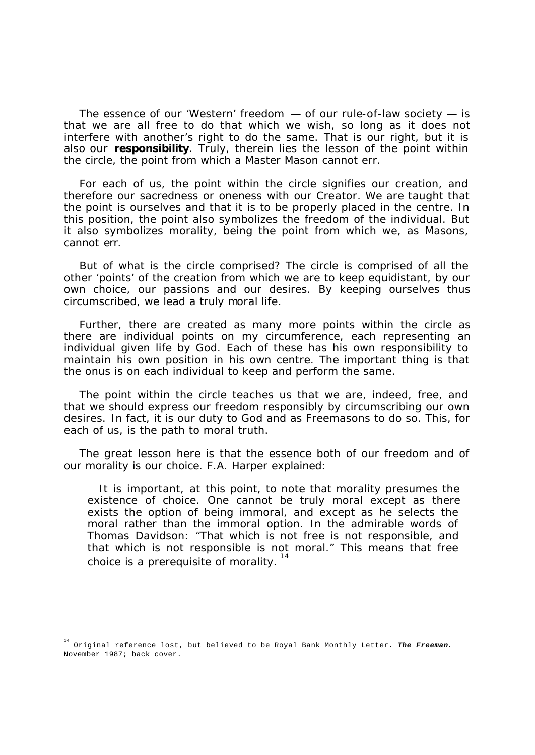The essence of our 'Western' freedom — of our rule-of-law society — is that we are all free to do that which we wish, so long as it does not interfere with another's right to do the same. That is our right, but it is also our **responsibility**. Truly, therein lies the lesson of the point within the circle, the point from which a Master Mason cannot err.

For each of us, the point within the circle signifies our creation, and therefore our sacredness or oneness with our Creator. We are taught that the point is ourselves and that it is to be properly placed in the centre. In this position, the point also symbolizes the freedom of the individual. But it also symbolizes morality, being the point from which we, as Masons, cannot err.

But of what is the circle comprised? The circle is comprised of all the other 'points' of the creation from which we are to keep equidistant, by our own choice, our passions and our desires. By keeping ourselves thus circumscribed, we lead a truly moral life.

Further, there are created as many more points within the circle as there are individual points on my circumference, each representing an individual given life by God. Each of these has his own responsibility to maintain his own position in his own centre. The important thing is that the onus is on each individual to keep and perform the same.

The point within the circle teaches us that we are, indeed, free, and that we should express our freedom responsibly by circumscribing our own desires. In fact, it is our duty to God and as Freemasons to do so. This, for each of us, is the path to moral truth.

The great lesson here is that the essence both of our freedom and of our morality is our choice. F.A. Harper explained:

> It is important, at this point, to note that morality presumes the existence of choice. One cannot be truly moral except as there exists the option of being immoral, and except as he selects the moral rather than the immoral option. In the admirable words of Thomas Davidson: "That which is not free is not responsible, and that which is not responsible is not moral." This means that free choice is a prerequisite of morality.[14]

---

[14] Original reference lost, but believed to be Royal Bank Monthly Letter. ***The Freeman***. November 1987; back cover.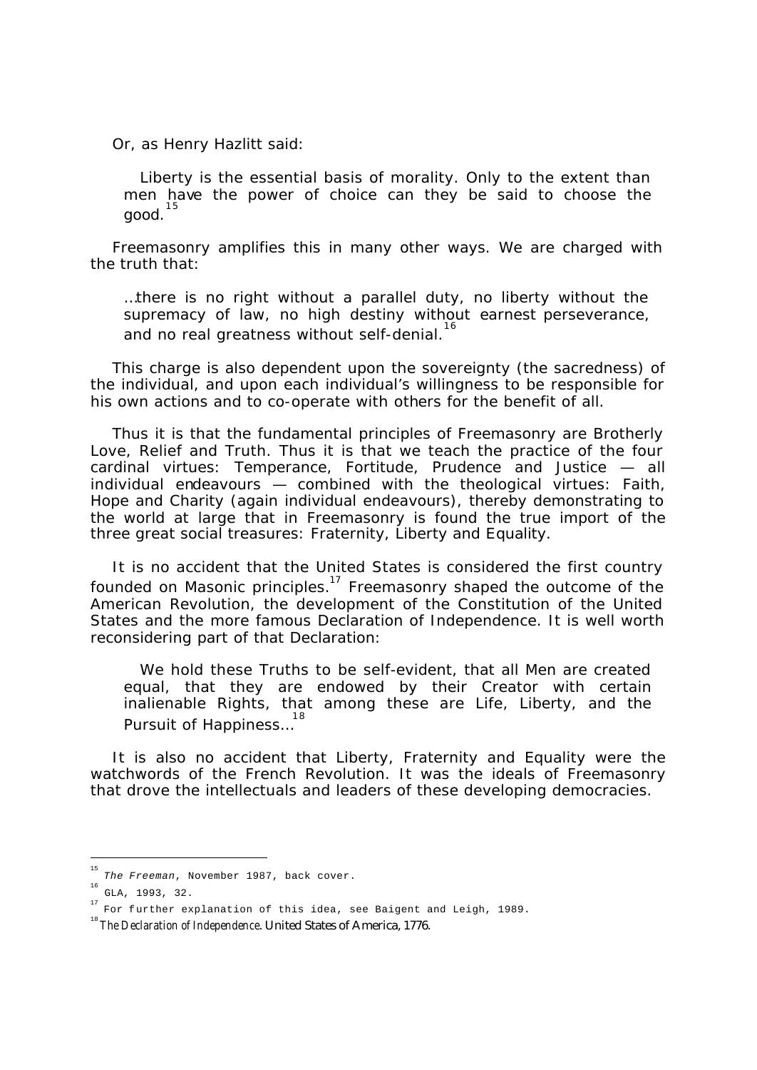Or, as Henry Hazlitt said:

> Liberty is the essential basis of morality. Only to the extent than men have the power of choice can they be said to choose the good.[15]

Freemasonry amplifies this in many other ways. We are charged with the truth that:

> …there is no right without a parallel duty, no liberty without the supremacy of law, no high destiny without earnest perseverance, and no real greatness without self-denial.[16]

This charge is also dependent upon the sovereignty (the sacredness) of the individual, and upon each individual's willingness to be responsible for his own actions and to co-operate with others for the benefit of all.

Thus it is that the fundamental principles of Freemasonry are Brotherly Love, Relief and Truth. Thus it is that we teach the practice of the four cardinal virtues: Temperance, Fortitude, Prudence and Justice — all individual endeavours — combined with the theological virtues: Faith, Hope and Charity (again individual endeavours), thereby demonstrating to the world at large that in Freemasonry is found the true import of the three great social treasures: Fraternity, Liberty and Equality.

It is no accident that the United States is considered the first country founded on Masonic principles.[17] Freemasonry shaped the outcome of the American Revolution, the development of the Constitution of the United States and the more famous Declaration of Independence. It is well worth reconsidering part of that Declaration:

> We hold these Truths to be self-evident, that all Men are created equal, that they are endowed by their Creator with certain inalienable Rights, that among these are Life, Liberty, and the Pursuit of Happiness…[18]

It is also no accident that Liberty, Fraternity and Equality were the watchwords of the French Revolution. It was the ideals of Freemasonry that drove the intellectuals and leaders of these developing democracies.

---

[15] *The Freeman*, November 1987, back cover.

[16] GLA, 1993, 32.

[17] For further explanation of this idea, see Baigent and Leigh, 1989.

[18] *The Declaration of Independence*. United States of America, 1776.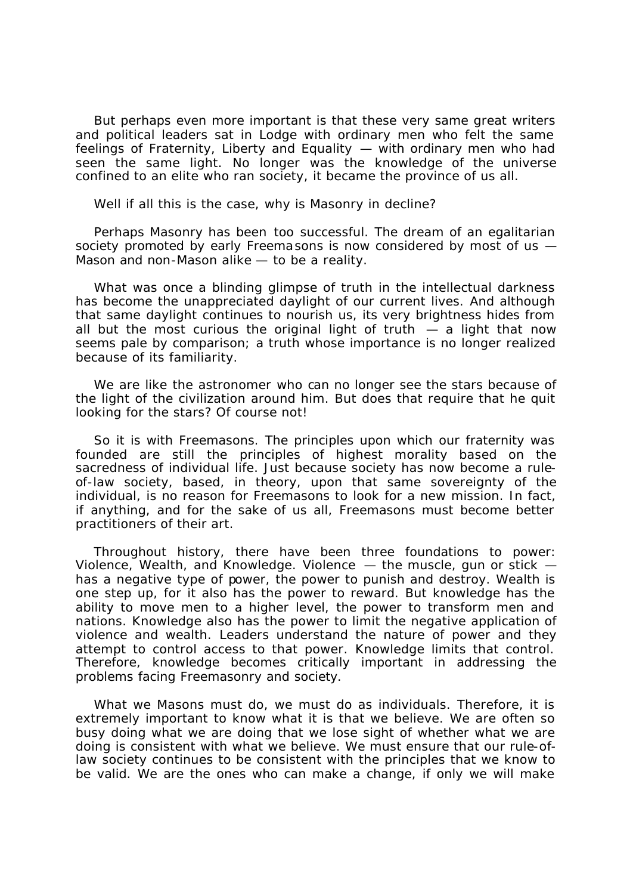But perhaps even more important is that these very same great writers and political leaders sat in Lodge with ordinary men who felt the same feelings of Fraternity, Liberty and Equality — with ordinary men who had seen the same light. No longer was the knowledge of the universe confined to an elite who ran society, it became the province of us all.

Well if all this is the case, why is Masonry in decline?

Perhaps Masonry has been too successful. The dream of an egalitarian society promoted by early Freemasons is now considered by most of us — Mason and non-Mason alike — to be a reality.

What was once a blinding glimpse of truth in the intellectual darkness has become the unappreciated daylight of our current lives. And although that same daylight continues to nourish us, its very brightness hides from all but the most curious the original light of truth — a light that now seems pale by comparison; a truth whose importance is no longer realized because of its familiarity.

We are like the astronomer who can no longer see the stars because of the light of the civilization around him. But does that require that he quit looking for the stars? Of course not!

So it is with Freemasons. The principles upon which our fraternity was founded are still the principles of highest morality based on the sacredness of individual life. Just because society has now become a rule-of-law society, based, in theory, upon that same sovereignty of the individual, is no reason for Freemasons to look for a new mission. In fact, if anything, and for the sake of us all, Freemasons must become better practitioners of their art.

Throughout history, there have been three foundations to power: Violence, Wealth, and Knowledge. Violence — the muscle, gun or stick — has a negative type of power, the power to punish and destroy. Wealth is one step up, for it also has the power to reward. But knowledge has the ability to move men to a higher level, the power to transform men and nations. Knowledge also has the power to limit the negative application of violence and wealth. Leaders understand the nature of power and they attempt to control access to that power. Knowledge limits that control. Therefore, knowledge becomes critically important in addressing the problems facing Freemasonry and society.

What we Masons must do, we must do as individuals. Therefore, it is extremely important to know what it is that we believe. We are often so busy doing what we are doing that we lose sight of whether what we are doing is consistent with what we believe. We must ensure that our rule-of-law society continues to be consistent with the principles that we know to be valid. We are the ones who can make a change, if only we will make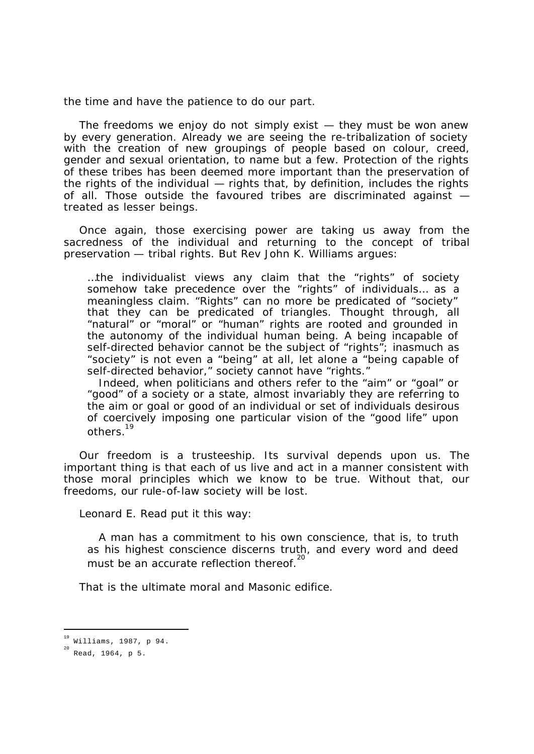the time and have the patience to do our part.

The freedoms we enjoy do not simply exist — they must be won anew by every generation. Already we are seeing the re-tribalization of society with the creation of new groupings of people based on colour, creed, gender and sexual orientation, to name but a few. Protection of the rights of these tribes has been deemed more important than the preservation of the rights of the individual — rights that, by definition, includes the rights of all. Those outside the favoured tribes are discriminated against — treated as lesser beings.

Once again, those exercising power are taking us away from the sacredness of the individual and returning to the concept of tribal preservation — tribal rights. But Rev John K. Williams argues:

> …the individualist views any claim that the "rights" of society somehow take precedence over the "rights" of individuals… as a meaningless claim. "Rights" can no more be predicated of "society" that they can be predicated of triangles. Thought through, all "natural" or "moral" or "human" rights are rooted and grounded in the autonomy of the individual human being. A being incapable of self-directed behavior cannot be the subject of "rights"; inasmuch as "society" is not even a "being" at all, let alone a "being capable of self-directed behavior," society cannot have "rights."
>
> Indeed, when politicians and others refer to the "aim" or "goal" or "good" of a society or a state, almost invariably they are referring to the aim or goal or good of an individual or set of individuals desirous of coercively imposing one particular vision of the "good life" upon others.[19]

Our freedom is a trusteeship. Its survival depends upon us. The important thing is that each of us live and act in a manner consistent with those moral principles which we know to be true. Without that, our freedoms, our rule-of-law society will be lost.

Leonard E. Read put it this way:

> A man has a commitment to his own conscience, that is, to truth as his highest conscience discerns truth, and every word and deed must be an accurate reflection thereof.[20]

That is the ultimate moral and Masonic edifice.

---

[19] Williams, 1987, p 94.

[20] Read, 1964, p 5.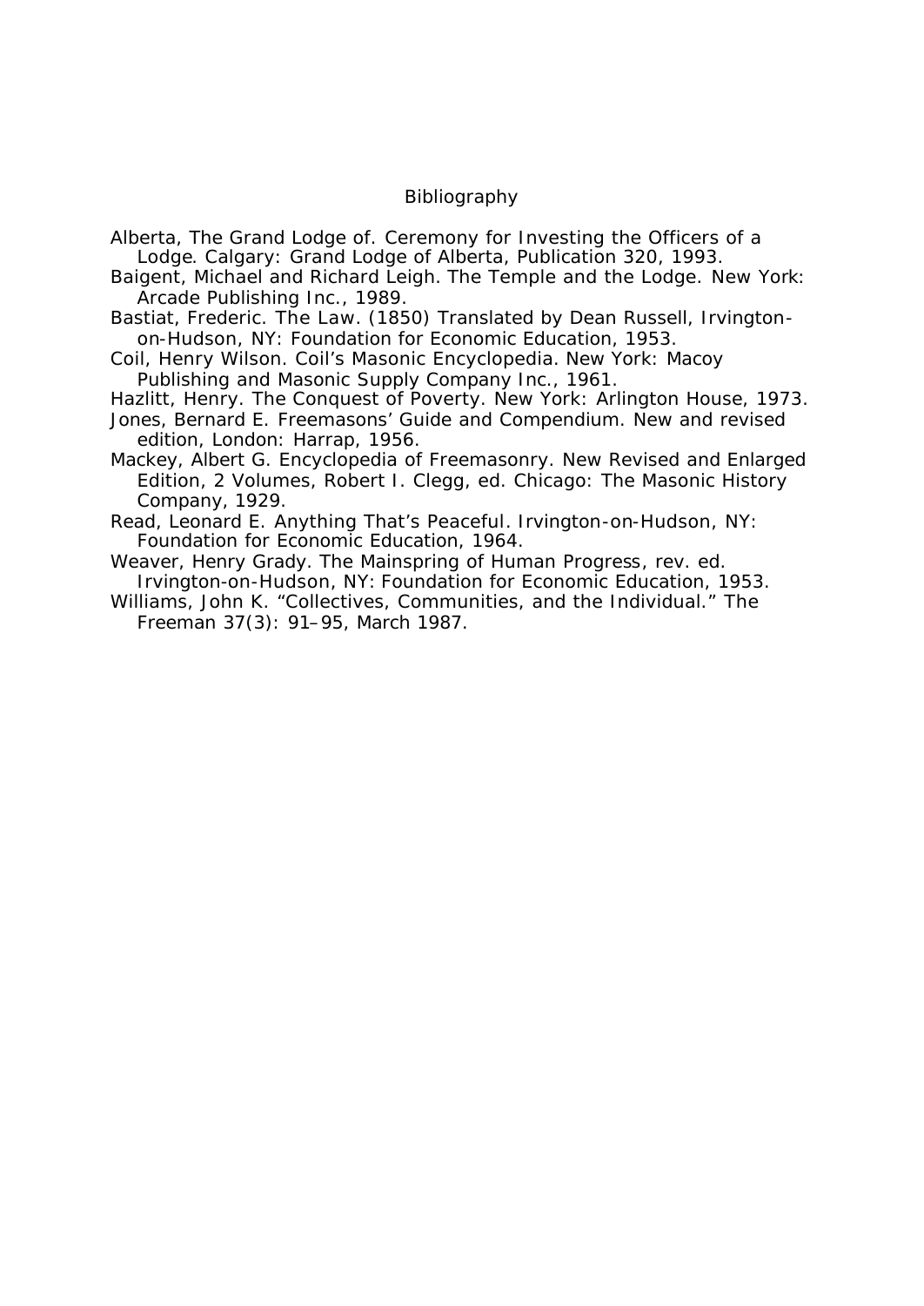# Bibliography

Alberta, The Grand Lodge of. Ceremony for Investing the Officers of a Lodge. Calgary: Grand Lodge of Alberta, Publication 320, 1993.

Baigent, Michael and Richard Leigh. The Temple and the Lodge. New York: Arcade Publishing Inc., 1989.

Bastiat, Frederic. The Law. (1850) Translated by Dean Russell, Irvington-on-Hudson, NY: Foundation for Economic Education, 1953.

Coil, Henry Wilson. Coil's Masonic Encyclopedia. New York: Macoy Publishing and Masonic Supply Company Inc., 1961.

Hazlitt, Henry. The Conquest of Poverty. New York: Arlington House, 1973.

Jones, Bernard E. Freemasons' Guide and Compendium. New and revised edition, London: Harrap, 1956.

Mackey, Albert G. Encyclopedia of Freemasonry. New Revised and Enlarged Edition, 2 Volumes, Robert I. Clegg, ed. Chicago: The Masonic History Company, 1929.

Read, Leonard E. Anything That's Peaceful. Irvington-on-Hudson, NY: Foundation for Economic Education, 1964.

Weaver, Henry Grady. The Mainspring of Human Progress, rev. ed. Irvington-on-Hudson, NY: Foundation for Economic Education, 1953.

Williams, John K. "Collectives, Communities, and the Individual." The Freeman 37(3): 91–95, March 1987.